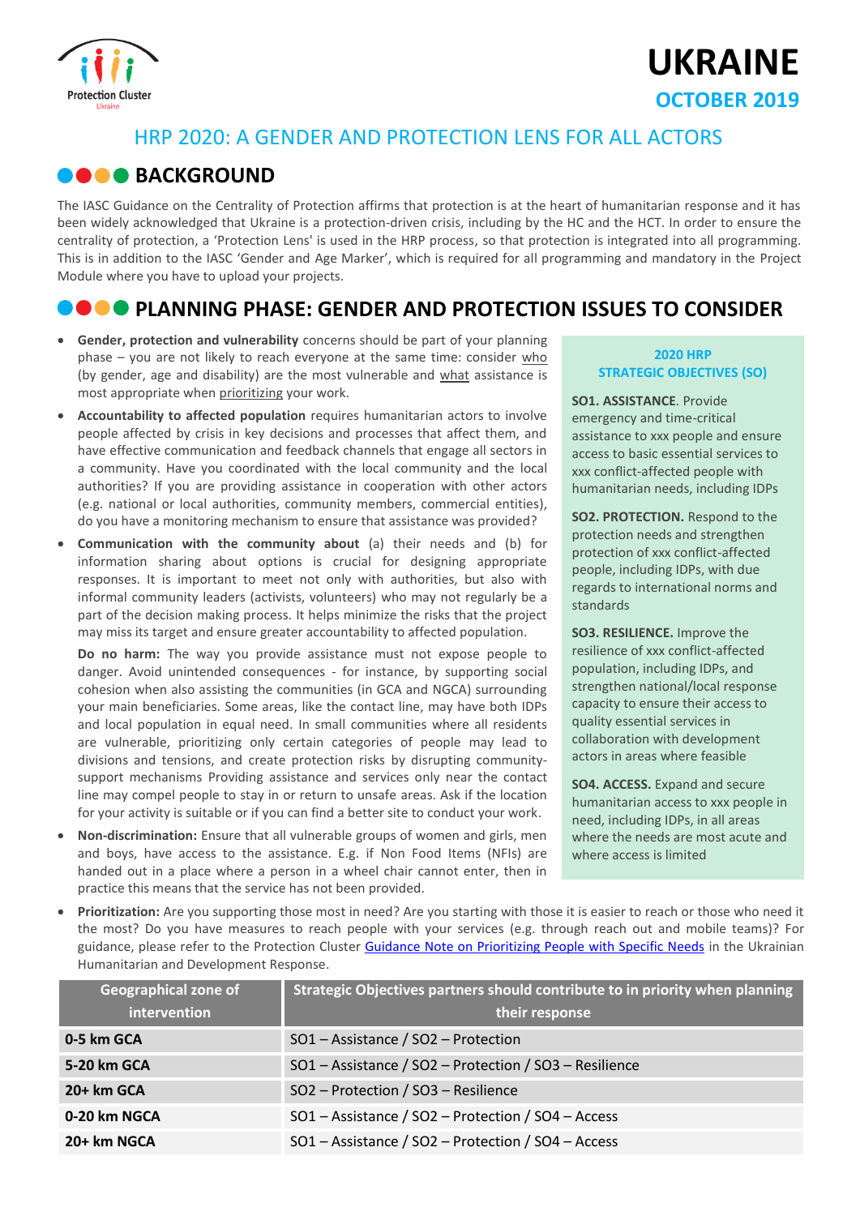Protection Cluster
Ukraine

# UKRAINE

## OCTOBER 2019

## HRP 2020: A GENDER AND PROTECTION LENS FOR ALL ACTORS

## BACKGROUND

The IASC Guidance on the Centrality of Protection affirms that protection is at the heart of humanitarian response and it has been widely acknowledged that Ukraine is a protection-driven crisis, including by the HC and the HCT. In order to ensure the centrality of protection, a 'Protection Lens' is used in the HRP process, so that protection is integrated into all programming. This is in addition to the IASC 'Gender and Age Marker', which is required for all programming and mandatory in the Project Module where you have to upload your projects.

## PLANNING PHASE: GENDER AND PROTECTION ISSUES TO CONSIDER

- **Gender, protection and vulnerability** concerns should be part of your planning phase – you are not likely to reach everyone at the same time: consider who (by gender, age and disability) are the most vulnerable and what assistance is most appropriate when prioritizing your work.
- **Accountability to affected population** requires humanitarian actors to involve people affected by crisis in key decisions and processes that affect them, and have effective communication and feedback channels that engage all sectors in a community. Have you coordinated with the local community and the local authorities? If you are providing assistance in cooperation with other actors (e.g. national or local authorities, community members, commercial entities), do you have a monitoring mechanism to ensure that assistance was provided?
- **Communication with the community about** (a) their needs and (b) for information sharing about options is crucial for designing appropriate responses. It is important to meet not only with authorities, but also with informal community leaders (activists, volunteers) who may not regularly be a part of the decision making process. It helps minimize the risks that the project may miss its target and ensure greater accountability to affected population.

  **Do no harm:** The way you provide assistance must not expose people to danger. Avoid unintended consequences - for instance, by supporting social cohesion when also assisting the communities (in GCA and NGCA) surrounding your main beneficiaries. Some areas, like the contact line, may have both IDPs and local population in equal need. In small communities where all residents are vulnerable, prioritizing only certain categories of people may lead to divisions and tensions, and create protection risks by disrupting community-support mechanisms Providing assistance and services only near the contact line may compel people to stay in or return to unsafe areas. Ask if the location for your activity is suitable or if you can find a better site to conduct your work.
- **Non-discrimination:** Ensure that all vulnerable groups of women and girls, men and boys, have access to the assistance. E.g. if Non Food Items (NFIs) are handed out in a place where a person in a wheel chair cannot enter, then in practice this means that the service has not been provided.

**2020 HRP STRATEGIC OBJECTIVES (SO)**

**SO1. ASSISTANCE.** Provide emergency and time-critical assistance to xxx people and ensure access to basic essential services to xxx conflict-affected people with humanitarian needs, including IDPs

**SO2. PROTECTION.** Respond to the protection needs and strengthen protection of xxx conflict-affected people, including IDPs, with due regards to international norms and standards

**SO3. RESILIENCE.** Improve the resilience of xxx conflict-affected population, including IDPs, and strengthen national/local response capacity to ensure their access to quality essential services in collaboration with development actors in areas where feasible

**SO4. ACCESS.** Expand and secure humanitarian access to xxx people in need, including IDPs, in all areas where the needs are most acute and where access is limited

- **Prioritization:** Are you supporting those most in need? Are you starting with those it is easier to reach or those who need it the most? Do you have measures to reach people with your services (e.g. through reach out and mobile teams)? For guidance, please refer to the Protection Cluster Guidance Note on Prioritizing People with Specific Needs in the Ukrainian Humanitarian and Development Response.

| Geographical zone of intervention | Strategic Objectives partners should contribute to in priority when planning their response |
|---|---|
| **0-5 km GCA** | SO1 – Assistance / SO2 – Protection |
| **5-20 km GCA** | SO1 – Assistance / SO2 – Protection / SO3 – Resilience |
| **20+ km GCA** | SO2 – Protection / SO3 – Resilience |
| **0-20 km NGCA** | SO1 – Assistance / SO2 – Protection / SO4 – Access |
| **20+ km NGCA** | SO1 – Assistance / SO2 – Protection / SO4 – Access |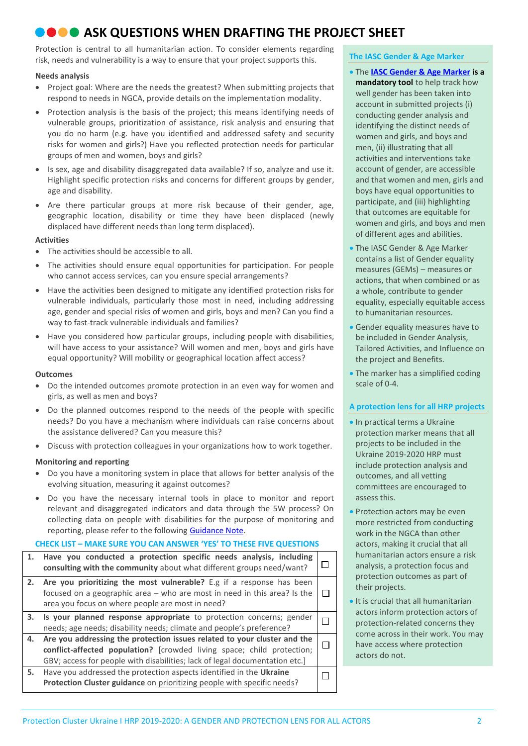# ASK QUESTIONS WHEN DRAFTING THE PROJECT SHEET

Protection is central to all humanitarian action. To consider elements regarding risk, needs and vulnerability is a way to ensure that your project supports this.

**Needs analysis**

- Project goal: Where are the needs the greatest? When submitting projects that respond to needs in NGCA, provide details on the implementation modality.
- Protection analysis is the basis of the project; this means identifying needs of vulnerable groups, prioritization of assistance, risk analysis and ensuring that you do no harm (e.g. have you identified and addressed safety and security risks for women and girls?) Have you reflected protection needs for particular groups of men and women, boys and girls?
- Is sex, age and disability disaggregated data available? If so, analyze and use it. Highlight specific protection risks and concerns for different groups by gender, age and disability.
- Are there particular groups at more risk because of their gender, age, geographic location, disability or time they have been displaced (newly displaced have different needs than long term displaced).

**Activities**

- The activities should be accessible to all.
- The activities should ensure equal opportunities for participation. For people who cannot access services, can you ensure special arrangements?
- Have the activities been designed to mitigate any identified protection risks for vulnerable individuals, particularly those most in need, including addressing age, gender and special risks of women and girls, boys and men? Can you find a way to fast-track vulnerable individuals and families?
- Have you considered how particular groups, including people with disabilities, will have access to your assistance? Will women and men, boys and girls have equal opportunity? Will mobility or geographical location affect access?

**Outcomes**

- Do the intended outcomes promote protection in an even way for women and girls, as well as men and boys?
- Do the planned outcomes respond to the needs of the people with specific needs? Do you have a mechanism where individuals can raise concerns about the assistance delivered? Can you measure this?
- Discuss with protection colleagues in your organizations how to work together.

**Monitoring and reporting**

- Do you have a monitoring system in place that allows for better analysis of the evolving situation, measuring it against outcomes?
- Do you have the necessary internal tools in place to monitor and report relevant and disaggregated indicators and data through the 5W process? On collecting data on people with disabilities for the purpose of monitoring and reporting, please refer to the following Guidance Note.

**CHECK LIST – MAKE SURE YOU CAN ANSWER 'YES' TO THESE FIVE QUESTIONS**

| | | |
|---|---|---|
| 1. | **Have you conducted a protection specific needs analysis, including consulting with the community** about what different groups need/want? | ☐ |
| 2. | **Are you prioritizing the most vulnerable?** E.g if a response has been focused on a geographic area – who are most in need in this area? Is the area you focus on where people are most in need? | ☐ |
| 3. | **Is your planned response appropriate** to protection concerns; gender needs; age needs; disability needs; climate and people's preference? | ☐ |
| 4. | **Are you addressing the protection issues related to your cluster and the conflict-affected population?** [crowded living space; child protection; GBV; access for people with disabilities; lack of legal documentation etc.] | ☐ |
| 5. | Have you addressed the protection aspects identified in the **Ukraine Protection Cluster guidance** on prioritizing people with specific needs? | ☐ |

## The IASC Gender & Age Marker

- The **IASC Gender & Age Marker is a mandatory tool** to help track how well gender has been taken into account in submitted projects (i) conducting gender analysis and identifying the distinct needs of women and girls, and boys and men, (ii) illustrating that all activities and interventions take account of gender, are accessible and that women and men, girls and boys have equal opportunities to participate, and (iii) highlighting that outcomes are equitable for women and girls, and boys and men of different ages and abilities.
- The IASC Gender & Age Marker contains a list of Gender equality measures (GEMs) – measures or actions, that when combined or as a whole, contribute to gender equality, especially equitable access to humanitarian resources.
- Gender equality measures have to be included in Gender Analysis, Tailored Activities, and Influence on the project and Benefits.
- The marker has a simplified coding scale of 0-4.

## A protection lens for all HRP projects

- In practical terms a Ukraine protection marker means that all projects to be included in the Ukraine 2019-2020 HRP must include protection analysis and outcomes, and all vetting committees are encouraged to assess this.
- Protection actors may be even more restricted from conducting work in the NGCA than other actors, making it crucial that all humanitarian actors ensure a risk analysis, a protection focus and protection outcomes as part of their projects.
- It is crucial that all humanitarian actors inform protection actors of protection-related concerns they come across in their work. You may have access where protection actors do not.